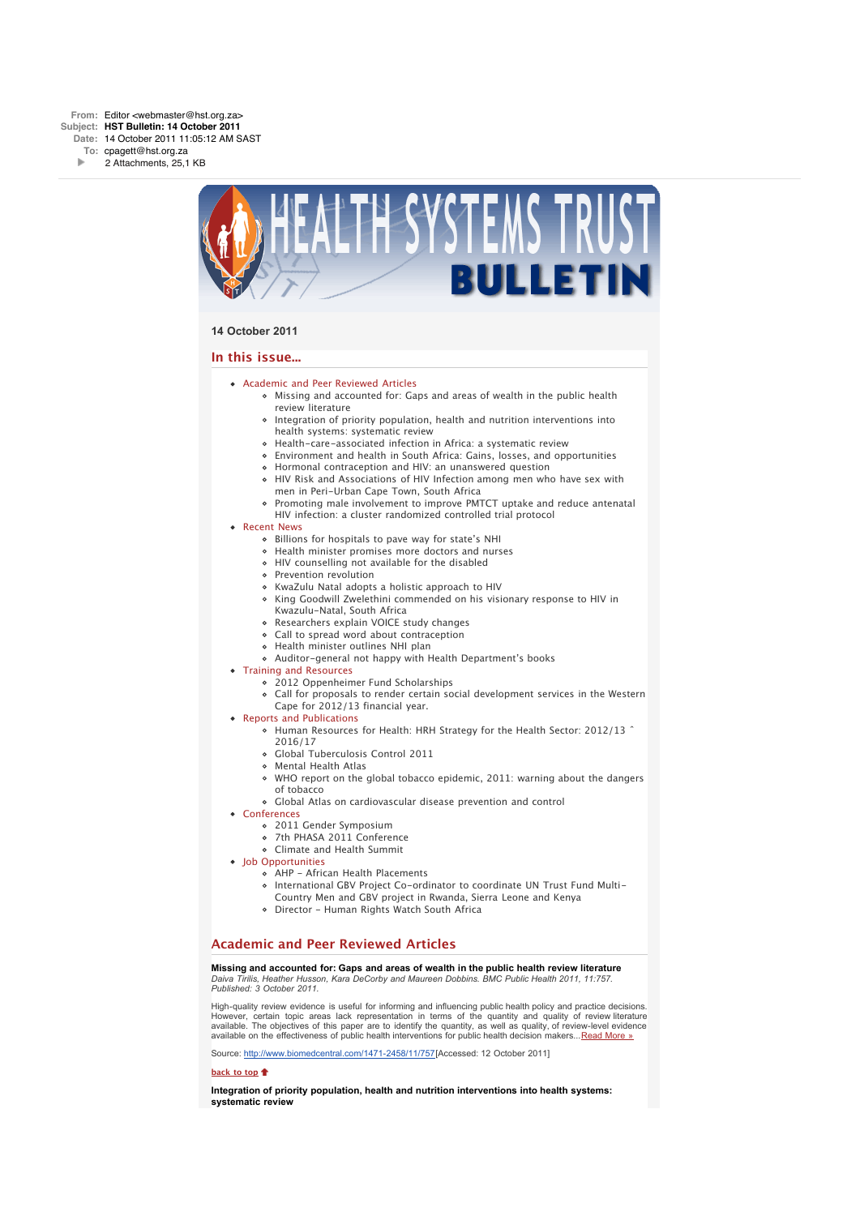**From:** Editor <webmaster@hst.org.za>
**Subject:** HST Bulletin: 14 October 2011
**Date:** 14 October 2011 11:05:12 AM SAST
**To:** cpagett@hst.org.za
2 Attachments, 25,1 KB

# HEALTH SYSTEMS TRUST BULLETIN

**14 October 2011**

## In this issue...

- Academic and Peer Reviewed Articles
  - Missing and accounted for: Gaps and areas of wealth in the public health review literature
  - Integration of priority population, health and nutrition interventions into health systems: systematic review
  - Health-care-associated infection in Africa: a systematic review
  - Environment and health in South Africa: Gains, losses, and opportunities
  - Hormonal contraception and HIV: an unanswered question
  - HIV Risk and Associations of HIV Infection among men who have sex with men in Peri-Urban Cape Town, South Africa
  - Promoting male involvement to improve PMTCT uptake and reduce antenatal HIV infection: a cluster randomized controlled trial protocol
- Recent News
  - Billions for hospitals to pave way for state's NHI
  - Health minister promises more doctors and nurses
  - HIV counselling not available for the disabled
  - Prevention revolution
  - KwaZulu Natal adopts a holistic approach to HIV
  - King Goodwill Zwelethini commended on his visionary response to HIV in Kwazulu-Natal, South Africa
  - Researchers explain VOICE study changes
  - Call to spread word about contraception
  - Health minister outlines NHI plan
  - Auditor-general not happy with Health Department's books
- Training and Resources
  - 2012 Oppenheimer Fund Scholarships
  - Call for proposals to render certain social development services in the Western Cape for 2012/13 financial year.
- Reports and Publications
  - Human Resources for Health: HRH Strategy for the Health Sector: 2012/13 ˆ 2016/17
  - Global Tuberculosis Control 2011
  - Mental Health Atlas
  - WHO report on the global tobacco epidemic, 2011: warning about the dangers of tobacco
  - Global Atlas on cardiovascular disease prevention and control
- Conferences
  - 2011 Gender Symposium
  - 7th PHASA 2011 Conference
  - Climate and Health Summit
- Job Opportunities
  - AHP - African Health Placements
  - International GBV Project Co-ordinator to coordinate UN Trust Fund Multi-Country Men and GBV project in Rwanda, Sierra Leone and Kenya
  - Director - Human Rights Watch South Africa

## Academic and Peer Reviewed Articles

**Missing and accounted for: Gaps and areas of wealth in the public health review literature**
*Daiva Tirilis, Heather Husson, Kara DeCorby and Maureen Dobbins. BMC Public Health 2011, 11:757. Published: 3 October 2011.*

High-quality review evidence is useful for informing and influencing public health policy and practice decisions. However, certain topic areas lack representation in terms of the quantity and quality of review literature available. The objectives of this paper are to identify the quantity, as well as quality, of review-level evidence available on the effectiveness of public health interventions for public health decision makers...Read More »

Source: http://www.biomedcentral.com/1471-2458/11/757[Accessed: 12 October 2011]

back to top

**Integration of priority population, health and nutrition interventions into health systems: systematic review**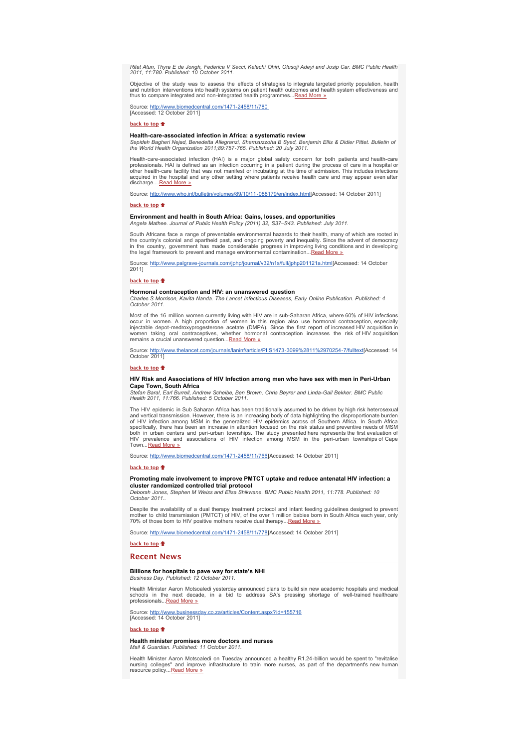*Rifat Atun, Thyra E de Jongh, Federica V Secci, Kelechi Ohiri, Olusoji Adeyi and Josip Car. BMC Public Health 2011, 11:780. Published: 10 October 2011.*

Objective of the study was to assess the effects of strategies to integrate targeted priority population, health and nutrition interventions into health systems on patient health outcomes and health system effectiveness and thus to compare integrated and non-integrated health programmes...Read More »

Source: http://www.biomedcentral.com/1471-2458/11/780
[Accessed: 12 October 2011]

**back to top**

### Health-care-associated infection in Africa: a systematic review

*Sepideh Bagheri Nejad, Benedetta Allegranzi, Shamsuzzoha B Syed, Benjamin Ellis & Didier Pittet. Bulletin of the World Health Organization 2011;89:757-765. Published: 20 July 2011.*

Health-care-associated infection (HAI) is a major global safety concern for both patients and health-care professionals. HAI is defined as an infection occurring in a patient during the process of care in a hospital or other health-care facility that was not manifest or incubating at the time of admission. This includes infections acquired in the hospital and any other setting where patients receive health care and may appear even after discharge....Read More »

Source: http://www.who.int/bulletin/volumes/89/10/11-088179/en/index.html[Accessed: 14 October 2011]

**back to top**

### Environment and health in South Africa: Gains, losses, and opportunities

*Angela Mathee. Journal of Public Health Policy (2011) 32, S37–S43. Published: July 2011.*

South Africans face a range of preventable environmental hazards to their health, many of which are rooted in the country's colonial and apartheid past, and ongoing poverty and inequality. Since the advent of democracy in the country, government has made considerable progress in improving living conditions and in developing the legal framework to prevent and manage environmental contamination...Read More »

Source: http://www.palgrave-journals.com/jphp/journal/v32/n1s/full/jphp201121a.html[Accessed: 14 October 2011]

**back to top**

### Hormonal contraception and HIV: an unanswered question

*Charles S Morrison, Kavita Nanda. The Lancet Infectious Diseases, Early Online Publication. Published: 4 October 2011.*

Most of the 16 million women currently living with HIV are in sub-Saharan Africa, where 60% of HIV infections occur in women. A high proportion of women in this region also use hormonal contraception, especially injectable depot-medroxyprogesterone acetate (DMPA). Since the first report of increased HIV acquisition in women taking oral contraceptives, whether hormonal contraception increases the risk of HIV acquisition remains a crucial unanswered question...Read More »

Source: http://www.thelancet.com/journals/laninf/article/PIIS1473-3099%2811%2970254-7/fulltext[Accessed: 14 October 2011]

**back to top**

### HIV Risk and Associations of HIV Infection among men who have sex with men in Peri-Urban Cape Town, South Africa

*Stefan Baral, Earl Burrell, Andrew Scheibe, Ben Brown, Chris Beyrer and Linda-Gail Bekker. BMC Public Health 2011, 11:766. Published: 5 October 2011.*

The HIV epidemic in Sub Saharan Africa has been traditionally assumed to be driven by high risk heterosexual and vertical transmission. However, there is an increasing body of data highlighting the disproportionate burden of HIV infection among MSM in the generalized HIV epidemics across of Southern Africa. In South Africa specifically, there has been an increase in attention focused on the risk status and preventive needs of MSM both in urban centers and peri-urban townships. The study presented here represents the first evaluation of HIV prevalence and associations of HIV infection among MSM in the peri-urban townships of Cape Town...Read More »

Source: http://www.biomedcentral.com/1471-2458/11/766[Accessed: 14 October 2011]

**back to top**

### Promoting male involvement to improve PMTCT uptake and reduce antenatal HIV infection: a cluster randomized controlled trial protocol

*Deborah Jones, Stephen M Weiss and Elisa Shikwane. BMC Public Health 2011, 11:778. Published: 10 October 2011..*

Despite the availability of a dual therapy treatment protocol and infant feeding guidelines designed to prevent mother to child transmission (PMTCT) of HIV, of the over 1 million babies born in South Africa each year, only 70% of those born to HIV positive mothers receive dual therapy...Read More »

Source: http://www.biomedcentral.com/1471-2458/11/778[Accessed: 14 October 2011]

**back to top**

## Recent News

### Billions for hospitals to pave way for state's NHI

*Business Day. Published: 12 October 2011.*

Health Minister Aaron Motsoaledi yesterday announced plans to build six new academic hospitals and medical schools in the next decade, in a bid to address SA's pressing shortage of well-trained healthcare professionals...Read More »

Source: http://www.businessday.co.za/articles/Content.aspx?id=155716
[Accessed: 14 October 2011]

**back to top**

### Health minister promises more doctors and nurses

*Mail & Guardian. Published: 11 October 2011.*

Health Minister Aaron Motsoaledi on Tuesday announced a healthy R1.24-billion would be spent to "revitalise nursing colleges" and improve infrastructure to train more nurses, as part of the department's new human resource policy...Read More »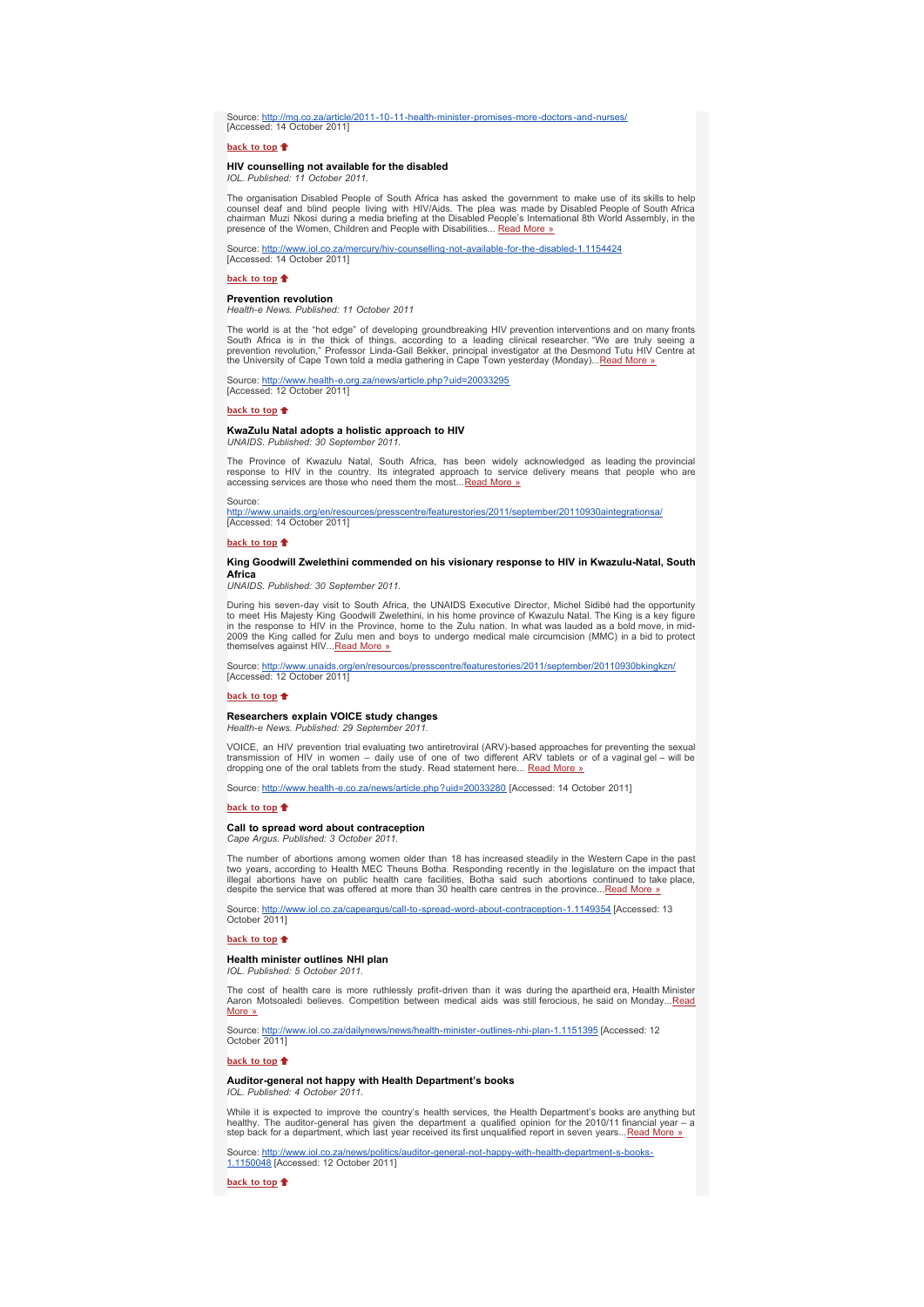Source: http://mg.co.za/article/2011-10-11-health-minister-promises-more-doctors-and-nurses/
[Accessed: 14 October 2011]

**back to top**

### HIV counselling not available for the disabled

*IOL. Published: 11 October 2011.*

The organisation Disabled People of South Africa has asked the government to make use of its skills to help counsel deaf and blind people living with HIV/Aids. The plea was made by Disabled People of South Africa chairman Muzi Nkosi during a media briefing at the Disabled People's International 8th World Assembly, in the presence of the Women, Children and People with Disabilities... Read More »

Source: http://www.iol.co.za/mercury/hiv-counselling-not-available-for-the-disabled-1.1154424
[Accessed: 14 October 2011]

**back to top**

### Prevention revolution

*Health-e News. Published: 11 October 2011*

The world is at the "hot edge" of developing groundbreaking HIV prevention interventions and on many fronts South Africa is in the thick of things, according to a leading clinical researcher. "We are truly seeing a prevention revolution," Professor Linda-Gail Bekker, principal investigator at the Desmond Tutu HIV Centre at the University of Cape Town told a media gathering in Cape Town yesterday (Monday)...Read More »

Source: http://www.health-e.org.za/news/article.php?uid=20033295
[Accessed: 12 October 2011]

**back to top**

### KwaZulu Natal adopts a holistic approach to HIV

*UNAIDS. Published: 30 September 2011.*

The Province of Kwazulu Natal, South Africa, has been widely acknowledged as leading the provincial response to HIV in the country. Its integrated approach to service delivery means that people who are accessing services are those who need them the most...Read More »

Source:
http://www.unaids.org/en/resources/presscentre/featurestories/2011/september/20110930aintegrationsa/
[Accessed: 14 October 2011]

**back to top**

### King Goodwill Zwelethini commended on his visionary response to HIV in Kwazulu-Natal, South Africa

*UNAIDS. Published: 30 September 2011.*

During his seven-day visit to South Africa, the UNAIDS Executive Director, Michel Sidibé had the opportunity to meet His Majesty King Goodwill Zwelethini, in his home province of Kwazulu Natal. The King is a key figure in the response to HIV in the Province, home to the Zulu nation. In what was lauded as a bold move, in mid-2009 the King called for Zulu men and boys to undergo medical male circumcision (MMC) in a bid to protect themselves against HIV...Read More »

Source: http://www.unaids.org/en/resources/presscentre/featurestories/2011/september/20110930bkingkzn/
[Accessed: 12 October 2011]

**back to top**

### Researchers explain VOICE study changes

*Health-e News. Published: 29 September 2011.*

VOICE, an HIV prevention trial evaluating two antiretroviral (ARV)-based approaches for preventing the sexual transmission of HIV in women – daily use of one of two different ARV tablets or of a vaginal gel – will be dropping one of the oral tablets from the study. Read statement here... Read More »

Source: http://www.health-e.co.za/news/article.php?uid=20033280 [Accessed: 14 October 2011]

**back to top**

### Call to spread word about contraception

*Cape Argus. Published: 3 October 2011.*

The number of abortions among women older than 18 has increased steadily in the Western Cape in the past two years, according to Health MEC Theuns Botha. Responding recently in the legislature on the impact that illegal abortions have on public health care facilities, Botha said such abortions continued to take place, despite the service that was offered at more than 30 health care centres in the province...Read More »

Source: http://www.iol.co.za/capeargus/call-to-spread-word-about-contraception-1.1149354 [Accessed: 13 October 2011]

**back to top**

### Health minister outlines NHI plan

*IOL. Published: 5 October 2011.*

The cost of health care is more ruthlessly profit-driven than it was during the apartheid era, Health Minister Aaron Motsoaledi believes. Competition between medical aids was still ferocious, he said on Monday...Read More »

Source: http://www.iol.co.za/dailynews/news/health-minister-outlines-nhi-plan-1.1151395 [Accessed: 12 October 2011]

**back to top**

### Auditor-general not happy with Health Department's books

*IOL. Published: 4 October 2011.*

While it is expected to improve the country's health services, the Health Department's books are anything but healthy. The auditor-general has given the department a qualified opinion for the 2010/11 financial year – a step back for a department, which last year received its first unqualified report in seven years...Read More »

Source: http://www.iol.co.za/news/politics/auditor-general-not-happy-with-health-department-s-books-1.1150048 [Accessed: 12 October 2011]

**back to top**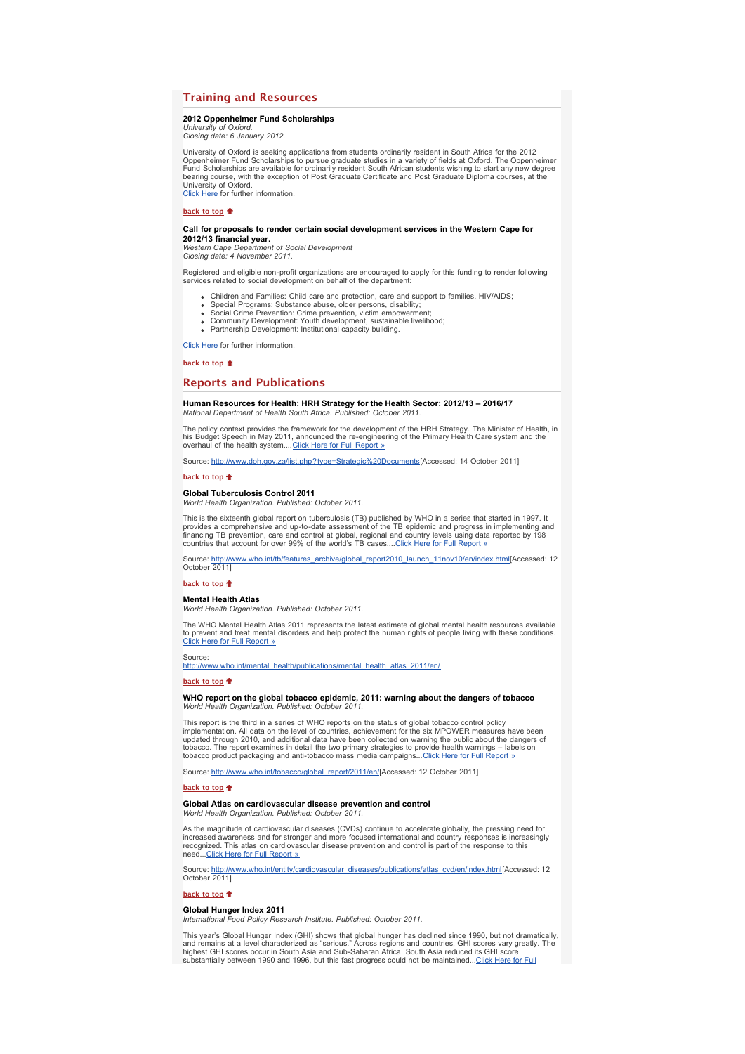## Training and Resources

**2012 Oppenheimer Fund Scholarships**
*University of Oxford.*
*Closing date: 6 January 2012.*

University of Oxford is seeking applications from students ordinarily resident in South Africa for the 2012 Oppenheimer Fund Scholarships to pursue graduate studies in a variety of fields at Oxford. The Oppenheimer Fund Scholarships are available for ordinarily resident South African students wishing to start any new degree bearing course, with the exception of Post Graduate Certificate and Post Graduate Diploma courses, at the University of Oxford.
Click Here for further information.

back to top

**Call for proposals to render certain social development services in the Western Cape for 2012/13 financial year.**
*Western Cape Department of Social Development*
*Closing date: 4 November 2011.*

Registered and eligible non-profit organizations are encouraged to apply for this funding to render following services related to social development on behalf of the department:

- Children and Families: Child care and protection, care and support to families, HIV/AIDS;
- Special Programs: Substance abuse, older persons, disability;
- Social Crime Prevention: Crime prevention, victim empowerment;
- Community Development: Youth development, sustainable livelihood;
- Partnership Development: Institutional capacity building.

Click Here for further information.

back to top

## Reports and Publications

**Human Resources for Health: HRH Strategy for the Health Sector: 2012/13 – 2016/17**
*National Department of Health South Africa. Published: October 2011.*

The policy context provides the framework for the development of the HRH Strategy. The Minister of Health, in his Budget Speech in May 2011, announced the re-engineering of the Primary Health Care system and the overhaul of the health system....Click Here for Full Report »

Source: http://www.doh.gov.za/list.php?type=Strategic%20Documents[Accessed: 14 October 2011]

back to top

**Global Tuberculosis Control 2011**
*World Health Organization. Published: October 2011.*

This is the sixteenth global report on tuberculosis (TB) published by WHO in a series that started in 1997. It provides a comprehensive and up-to-date assessment of the TB epidemic and progress in implementing and financing TB prevention, care and control at global, regional and country levels using data reported by 198 countries that account for over 99% of the world's TB cases....Click Here for Full Report »

Source: http://www.who.int/tb/features_archive/global_report2010_launch_11nov10/en/index.html[Accessed: 12 October 2011]

back to top

**Mental Health Atlas**
*World Health Organization. Published: October 2011.*

The WHO Mental Health Atlas 2011 represents the latest estimate of global mental health resources available to prevent and treat mental disorders and help protect the human rights of people living with these conditions.
Click Here for Full Report »

Source:
http://www.who.int/mental_health/publications/mental_health_atlas_2011/en/

back to top

**WHO report on the global tobacco epidemic, 2011: warning about the dangers of tobacco**
*World Health Organization. Published: October 2011.*

This report is the third in a series of WHO reports on the status of global tobacco control policy implementation. All data on the level of countries, achievement for the six MPOWER measures have been updated through 2010, and additional data have been collected on warning the public about the dangers of tobacco. The report examines in detail the two primary strategies to provide health warnings – labels on tobacco product packaging and anti-tobacco mass media campaigns...Click Here for Full Report »

Source: http://www.who.int/tobacco/global_report/2011/en/[Accessed: 12 October 2011]

back to top

**Global Atlas on cardiovascular disease prevention and control**
*World Health Organization. Published: October 2011.*

As the magnitude of cardiovascular diseases (CVDs) continue to accelerate globally, the pressing need for increased awareness and for stronger and more focused international and country responses is increasingly recognized. This atlas on cardiovascular disease prevention and control is part of the response to this need...Click Here for Full Report »

Source: http://www.who.int/entity/cardiovascular_diseases/publications/atlas_cvd/en/index.html[Accessed: 12 October 2011]

back to top

**Global Hunger Index 2011**
*International Food Policy Research Institute. Published: October 2011.*

This year's Global Hunger Index (GHI) shows that global hunger has declined since 1990, but not dramatically, and remains at a level characterized as "serious." Across regions and countries, GHI scores vary greatly. The highest GHI scores occur in South Asia and Sub-Saharan Africa. South Asia reduced its GHI score substantially between 1990 and 1996, but this fast progress could not be maintained...Click Here for Full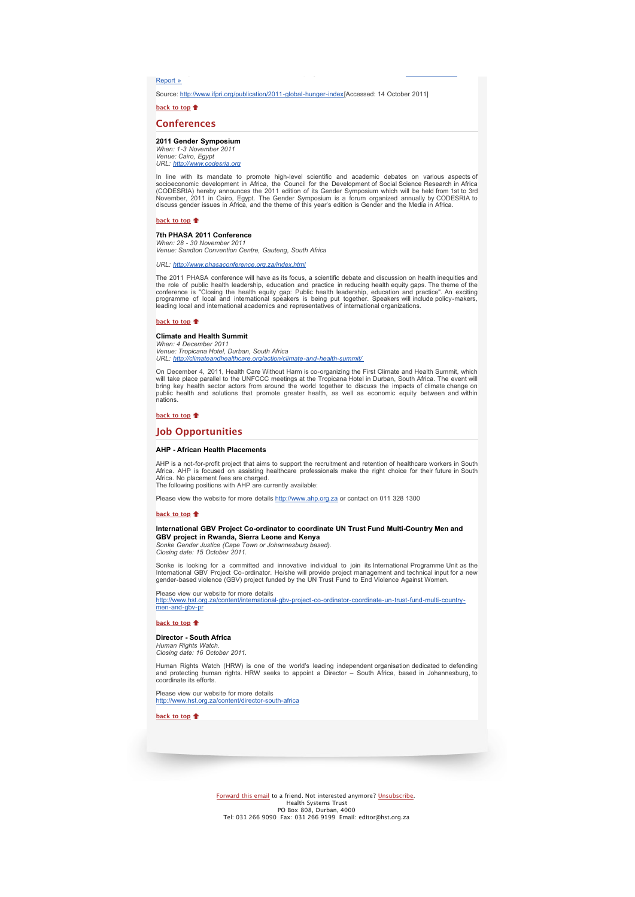Report »

Source: http://www.ifpri.org/publication/2011-global-hunger-index[Accessed: 14 October 2011]

back to top

## Conferences

### 2011 Gender Symposium

*When: 1-3 November 2011*
*Venue: Cairo, Egypt*
*URL: http://www.codesria.org*

In line with its mandate to promote high-level scientific and academic debates on various aspects of socioeconomic development in Africa, the Council for the Development of Social Science Research in Africa (CODESRIA) hereby announces the 2011 edition of its Gender Symposium which will be held from 1st to 3rd November, 2011 in Cairo, Egypt. The Gender Symposium is a forum organized annually by CODESRIA to discuss gender issues in Africa, and the theme of this year's edition is Gender and the Media in Africa.

back to top

### 7th PHASA 2011 Conference

*When: 28 - 30 November 2011*
*Venue: Sandton Convention Centre, Gauteng, South Africa*

*URL: http://www.phasaconference.org.za/index.html*

The 2011 PHASA conference will have as its focus, a scientific debate and discussion on health inequities and the role of public health leadership, education and practice in reducing health equity gaps. The theme of the conference is "Closing the health equity gap: Public health leadership, education and practice". An exciting programme of local and international speakers is being put together. Speakers will include policy-makers, leading local and international academics and representatives of international organizations.

back to top

### Climate and Health Summit

*When: 4 December 2011*
*Venue: Tropicana Hotel, Durban, South Africa*
*URL: http://climateandhealthcare.org/action/climate-and-health-summit/*

On December 4, 2011, Health Care Without Harm is co-organizing the First Climate and Health Summit, which will take place parallel to the UNFCCC meetings at the Tropicana Hotel in Durban, South Africa. The event will bring key health sector actors from around the world together to discuss the impacts of climate change on public health and solutions that promote greater health, as well as economic equity between and within nations.

back to top

## Job Opportunities

### AHP - African Health Placements

AHP is a not-for-profit project that aims to support the recruitment and retention of healthcare workers in South Africa. AHP is focused on assisting healthcare professionals make the right choice for their future in South Africa. No placement fees are charged.
The following positions with AHP are currently available:

Please view the website for more details http://www.ahp.org.za or contact on 011 328 1300

back to top

### International GBV Project Co-ordinator to coordinate UN Trust Fund Multi-Country Men and GBV project in Rwanda, Sierra Leone and Kenya

*Sonke Gender Justice (Cape Town or Johannesburg based).*
*Closing date: 15 October 2011.*

Sonke is looking for a committed and innovative individual to join its International Programme Unit as the International GBV Project Co-ordinator. He/she will provide project management and technical input for a new gender-based violence (GBV) project funded by the UN Trust Fund to End Violence Against Women.

Please view our website for more details
http://www.hst.org.za/content/international-gbv-project-co-ordinator-coordinate-un-trust-fund-multi-country-men-and-gbv-pr

back to top

### Director - South Africa

*Human Rights Watch.*
*Closing date: 16 October 2011.*

Human Rights Watch (HRW) is one of the world's leading independent organisation dedicated to defending and protecting human rights. HRW seeks to appoint a Director – South Africa, based in Johannesburg, to coordinate its efforts.

Please view our website for more details
http://www.hst.org.za/content/director-south-africa

back to top

Forward this email to a friend. Not interested anymore? Unsubscribe.
Health Systems Trust
PO Box 808, Durban, 4000
Tel: 031 266 9090 Fax: 031 266 9199 Email: editor@hst.org.za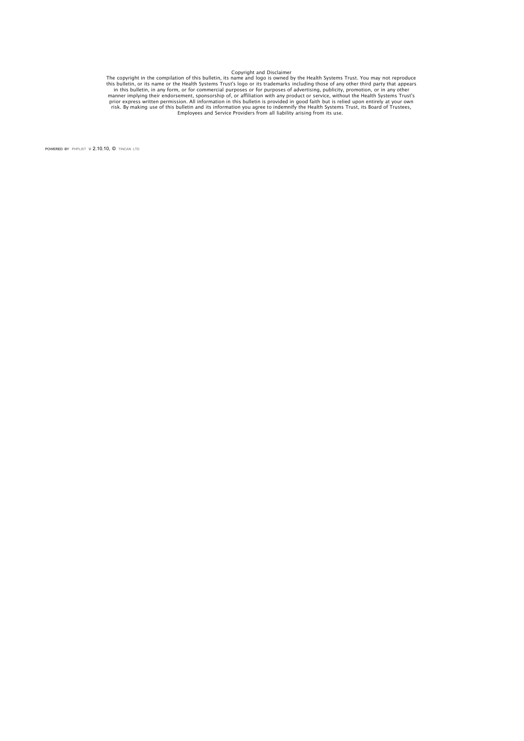Copyright and Disclaimer

The copyright in the compilation of this bulletin, its name and logo is owned by the Health Systems Trust. You may not reproduce this bulletin, or its name or the Health Systems Trust's logo or its trademarks including those of any other third party that appears in this bulletin, in any form, or for commercial purposes or for purposes of advertising, publicity, promotion, or in any other manner implying their endorsement, sponsorship of, or affiliation with any product or service, without the Health Systems Trust's prior express written permission. All information in this bulletin is provided in good faith but is relied upon entirely at your own risk. By making use of this bulletin and its information you agree to indemnify the Health Systems Trust, its Board of Trustees, Employees and Service Providers from all liability arising from its use.

POWERED BY PHPLIST V 2.10.10, © TINCAN LTD